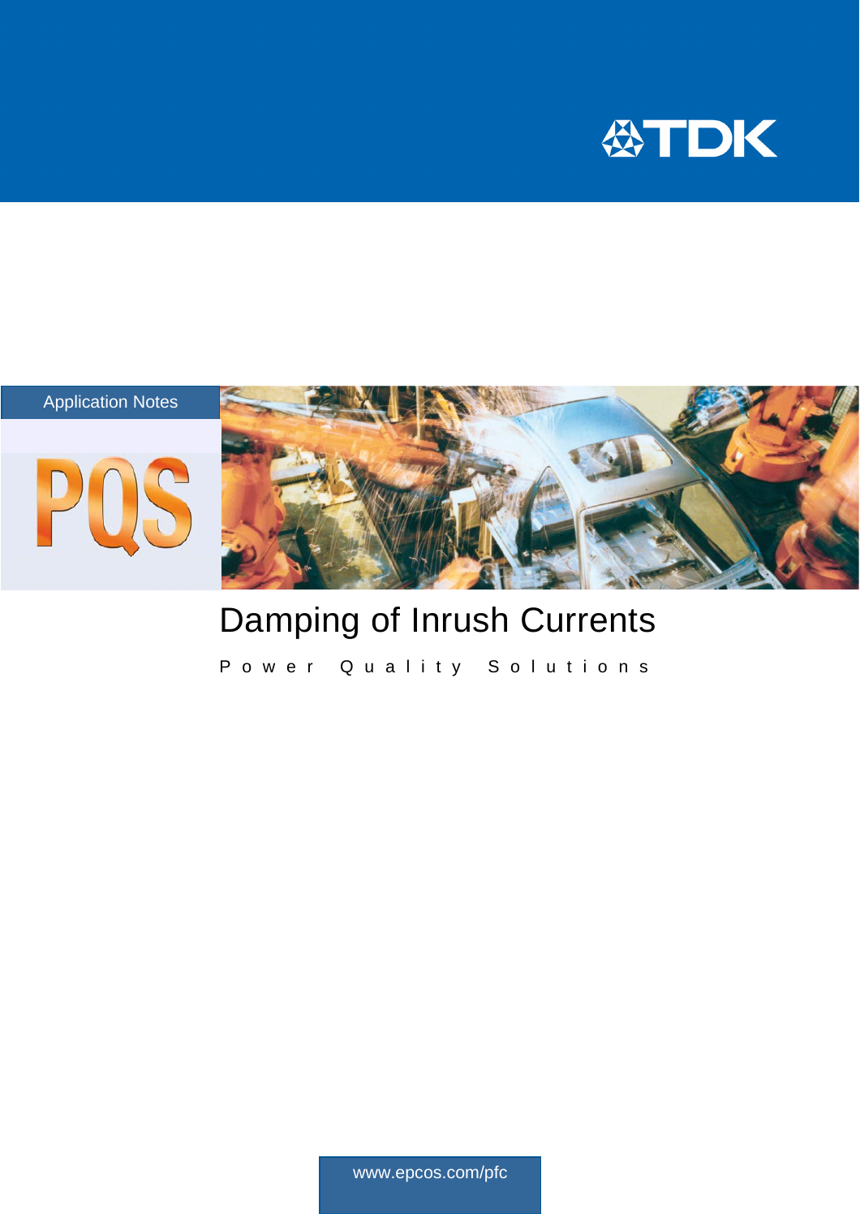TDK

Application Notes

PQS

# Damping of Inrush Currents

Power Quality Solutions

www.epcos.com/pfc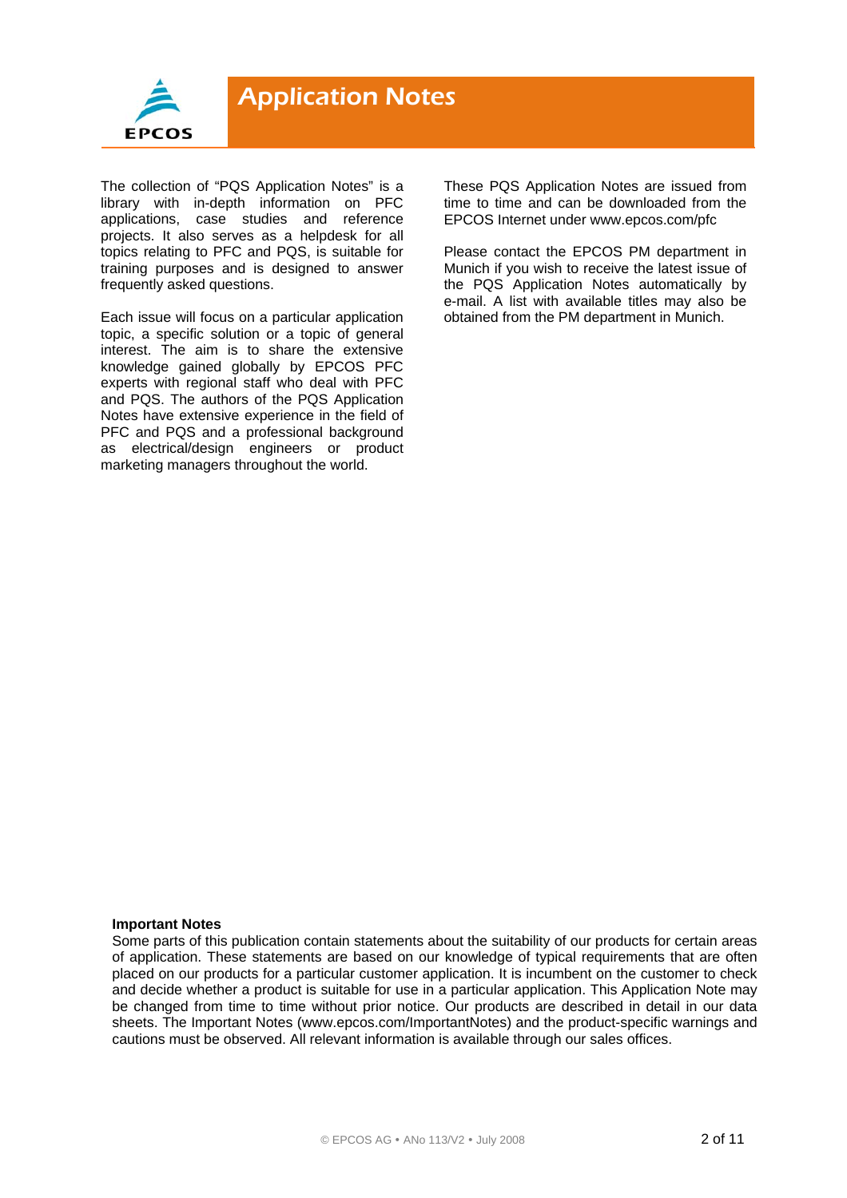# Application Notes

The collection of "PQS Application Notes" is a library with in-depth information on PFC applications, case studies and reference projects. It also serves as a helpdesk for all topics relating to PFC and PQS, is suitable for training purposes and is designed to answer frequently asked questions.

Each issue will focus on a particular application topic, a specific solution or a topic of general interest. The aim is to share the extensive knowledge gained globally by EPCOS PFC experts with regional staff who deal with PFC and PQS. The authors of the PQS Application Notes have extensive experience in the field of PFC and PQS and a professional background as electrical/design engineers or product marketing managers throughout the world.

These PQS Application Notes are issued from time to time and can be downloaded from the EPCOS Internet under www.epcos.com/pfc

Please contact the EPCOS PM department in Munich if you wish to receive the latest issue of the PQS Application Notes automatically by e-mail. A list with available titles may also be obtained from the PM department in Munich.

**Important Notes**

Some parts of this publication contain statements about the suitability of our products for certain areas of application. These statements are based on our knowledge of typical requirements that are often placed on our products for a particular customer application. It is incumbent on the customer to check and decide whether a product is suitable for use in a particular application. This Application Note may be changed from time to time without prior notice. Our products are described in detail in our data sheets. The Important Notes (www.epcos.com/ImportantNotes) and the product-specific warnings and cautions must be observed. All relevant information is available through our sales offices.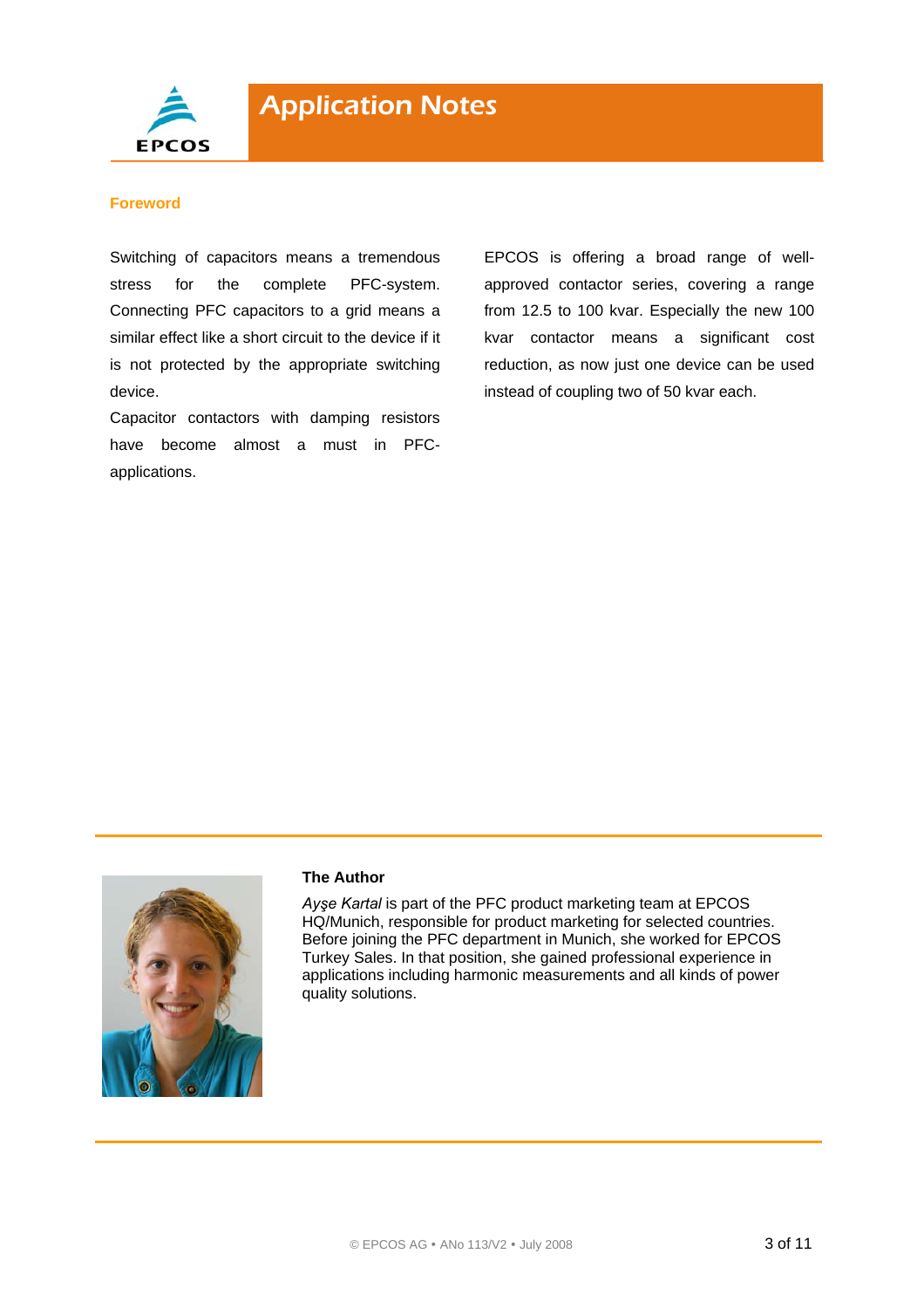## Foreword

Switching of capacitors means a tremendous stress for the complete PFC-system. Connecting PFC capacitors to a grid means a similar effect like a short circuit to the device if it is not protected by the appropriate switching device.

Capacitor contactors with damping resistors have become almost a must in PFC-applications.

EPCOS is offering a broad range of well-approved contactor series, covering a range from 12.5 to 100 kvar. Especially the new 100 kvar contactor means a significant cost reduction, as now just one device can be used instead of coupling two of 50 kvar each.

**The Author**

*Ayşe Kartal* is part of the PFC product marketing team at EPCOS HQ/Munich, responsible for product marketing for selected countries. Before joining the PFC department in Munich, she worked for EPCOS Turkey Sales. In that position, she gained professional experience in applications including harmonic measurements and all kinds of power quality solutions.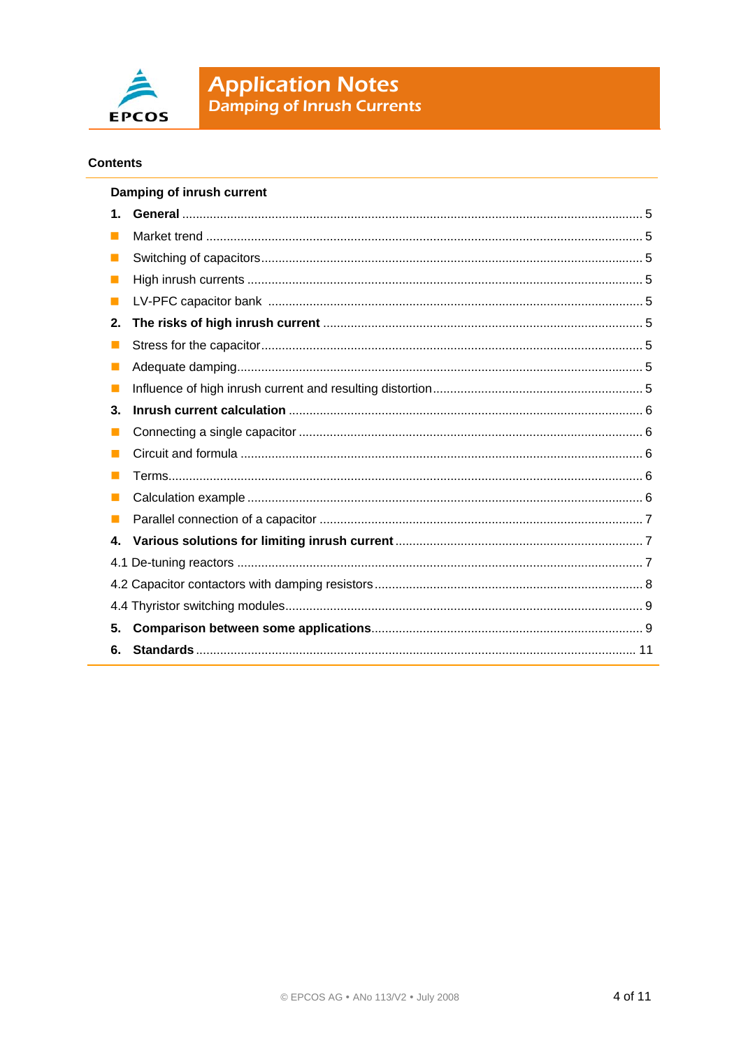**Application Notes**
**Damping of Inrush Currents**

## Contents

**Damping of inrush current**

**1. General** ..... 5

- Market trend ..... 5
- Switching of capacitors ..... 5
- High inrush currents ..... 5
- LV-PFC capacitor bank ..... 5

**2. The risks of high inrush current** ..... 5

- Stress for the capacitor ..... 5
- Adequate damping ..... 5
- Influence of high inrush current and resulting distortion ..... 5

**3. Inrush current calculation** ..... 6

- Connecting a single capacitor ..... 6
- Circuit and formula ..... 6
- Terms ..... 6
- Calculation example ..... 6
- Parallel connection of a capacitor ..... 7

**4. Various solutions for limiting inrush current** ..... 7

4.1 De-tuning reactors ..... 7

4.2 Capacitor contactors with damping resistors ..... 8

4.4 Thyristor switching modules ..... 9

**5. Comparison between some applications** ..... 9

**6. Standards** ..... 11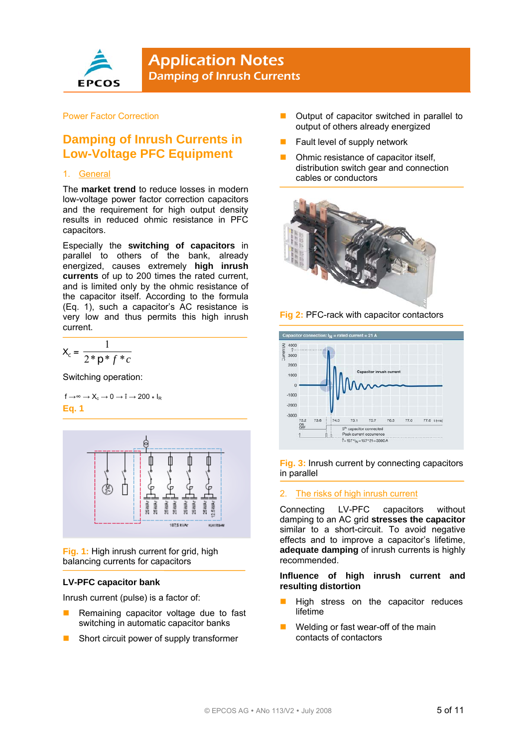Power Factor Correction

# Damping of Inrush Currents in Low-Voltage PFC Equipment

## 1. General

The **market trend** to reduce losses in modern low-voltage power factor correction capacitors and the requirement for high output density results in reduced ohmic resistance in PFC capacitors.

Especially the **switching of capacitors** in parallel to others of the bank, already energized, causes extremely **high inrush currents** of up to 200 times the rated current, and is limited only by the ohmic resistance of the capacitor itself. According to the formula (Eq. 1), such a capacitor's AC resistance is very low and thus permits this high inrush current.

$$X_c = \frac{1}{2 * p * f * c}$$

Switching operation:

$f \rightarrow \infty \rightarrow X_c \rightarrow 0 \rightarrow \hat{\imath} \rightarrow 200 * I_R$

**Eq. 1**

**Fig. 1:** High inrush current for grid, high balancing currents for capacitors

### LV-PFC capacitor bank

Inrush current (pulse) is a factor of:

- Remaining capacitor voltage due to fast switching in automatic capacitor banks
- Short circuit power of supply transformer
- Output of capacitor switched in parallel to output of others already energized
- Fault level of supply network
- Ohmic resistance of capacitor itself, distribution switch gear and connection cables or conductors

**Fig 2:** PFC-rack with capacitor contactors

**Fig. 3:** Inrush current by connecting capacitors in parallel

## 2. The risks of high inrush current

Connecting LV-PFC capacitors without damping to an AC grid **stresses the capacitor** similar to a short-circuit. To avoid negative effects and to improve a capacitor's lifetime, **adequate damping** of inrush currents is highly recommended.

**Influence of high inrush current and resulting distortion**

- High stress on the capacitor reduces lifetime
- Welding or fast wear-off of the main contacts of contactors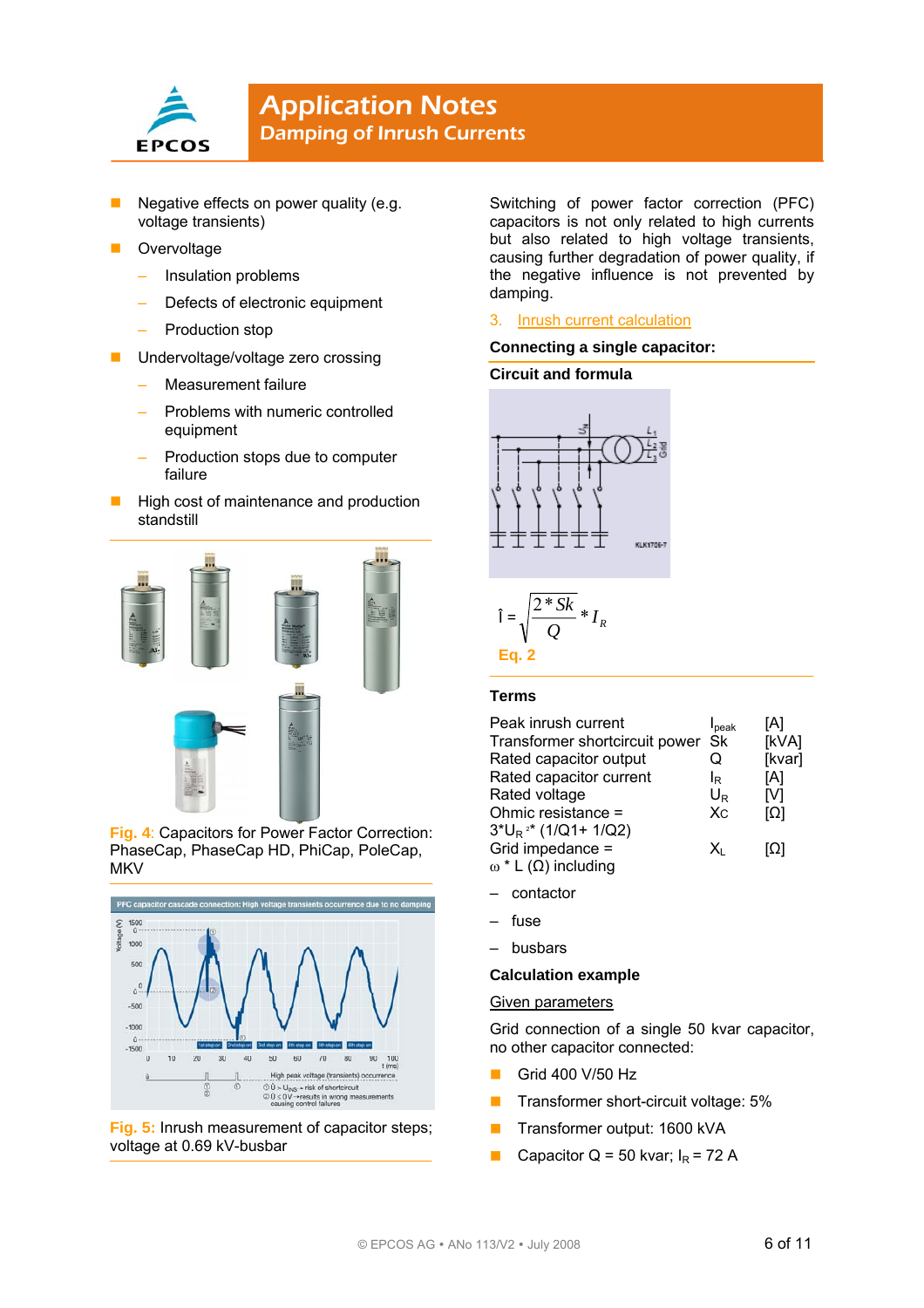- Negative effects on power quality (e.g. voltage transients)
- Overvoltage
  - Insulation problems
  - Defects of electronic equipment
  - Production stop
- Undervoltage/voltage zero crossing
  - Measurement failure
  - Problems with numeric controlled equipment
  - Production stops due to computer failure
- High cost of maintenance and production standstill

Fig. 4: Capacitors for Power Factor Correction: PhaseCap, PhaseCap HD, PhiCap, PoleCap, MKV

Fig. 5: Inrush measurement of capacitor steps; voltage at 0.69 kV-busbar

Switching of power factor correction (PFC) capacitors is not only related to high currents but also related to high voltage transients, causing further degradation of power quality, if the negative influence is not prevented by damping.

## 3. Inrush current calculation

### Connecting a single capacitor:

**Circuit and formula**

$$\hat{I} = \sqrt{\frac{2 * Sk}{Q}} * I_R$$

Eq. 2

### Terms

| | | |
|---|---|---|
| Peak inrush current | $I_{peak}$ | [A] |
| Transformer shortcircuit power | Sk | [kVA] |
| Rated capacitor output | Q | [kvar] |
| Rated capacitor current | $I_R$ | [A] |
| Rated voltage | $U_R$ | [V] |
| Ohmic resistance = $3 * U_R{}^2 * (1/Q1 + 1/Q2)$ | Xc | [Ω] |
| Grid impedance = $\omega * L$ (Ω) including | $X_L$ | [Ω] |

- contactor
- fuse
- busbars

### Calculation example

Given parameters

Grid connection of a single 50 kvar capacitor, no other capacitor connected:

- Grid 400 V/50 Hz
- Transformer short-circuit voltage: 5%
- Transformer output: 1600 kVA
- Capacitor Q = 50 kvar; $I_R$ = 72 A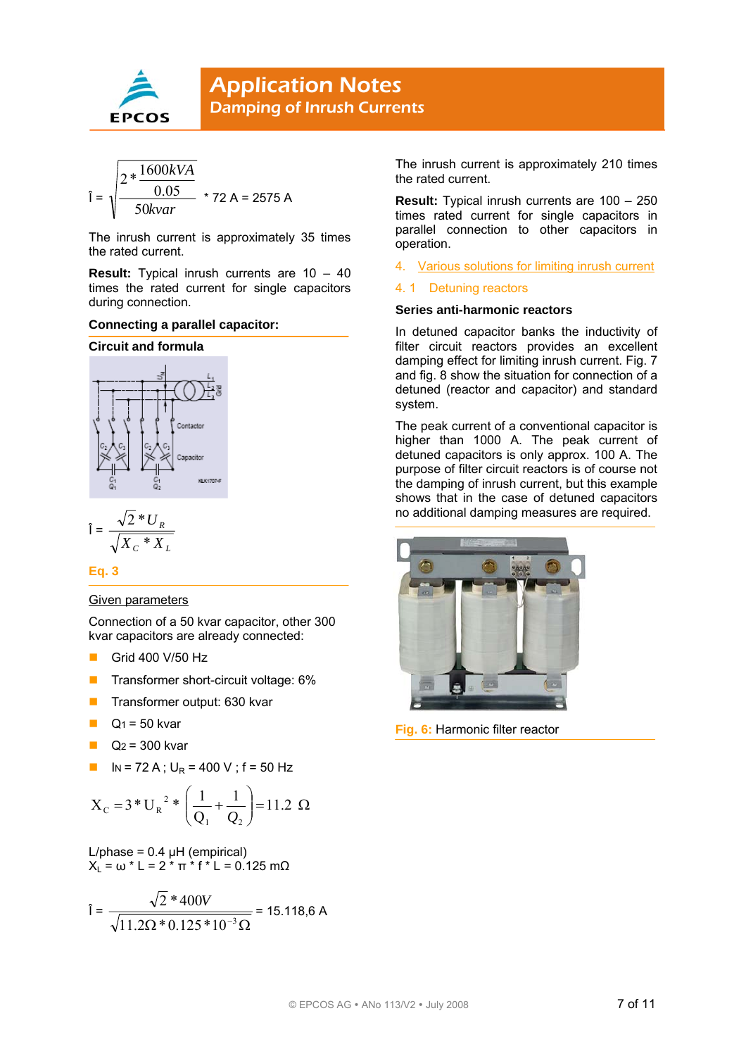$$\hat{I} = \sqrt{\frac{2 * \frac{1600kVA}{0.05}}{50kvar}} * 72\ A = 2575\ A$$

The inrush current is approximately 35 times the rated current.

**Result:** Typical inrush currents are 10 – 40 times the rated current for single capacitors during connection.

**Connecting a parallel capacitor:**

**Circuit and formula**

$$\hat{I} = \frac{\sqrt{2} * U_R}{\sqrt{X_C * X_L}}$$

**Eq. 3**

Given parameters

Connection of a 50 kvar capacitor, other 300 kvar capacitors are already connected:

- Grid 400 V/50 Hz
- Transformer short-circuit voltage: 6%
- Transformer output: 630 kvar
- $Q_1$ = 50 kvar
- $Q_2$ = 300 kvar
- $I_N$ = 72 A ; $U_R$ = 400 V ; f = 50 Hz

$$X_C = 3 * U_R^{\ 2} * \left(\frac{1}{Q_1} + \frac{1}{Q_2}\right) = 11.2\ \Omega$$

L/phase = 0.4 µH (empirical)
$X_L = \omega * L = 2 * \pi * f * L = 0.125\ m\Omega$

$$\hat{I} = \frac{\sqrt{2} * 400V}{\sqrt{11.2\Omega * 0.125 * 10^{-3}\Omega}} = 15.118{,}6\ A$$

The inrush current is approximately 210 times the rated current.

**Result:** Typical inrush currents are 100 – 250 times rated current for single capacitors in parallel connection to other capacitors in operation.

## 4. Various solutions for limiting inrush current

### 4. 1 Detuning reactors

**Series anti-harmonic reactors**

In detuned capacitor banks the inductivity of filter circuit reactors provides an excellent damping effect for limiting inrush current. Fig. 7 and fig. 8 show the situation for connection of a detuned (reactor and capacitor) and standard system.

The peak current of a conventional capacitor is higher than 1000 A. The peak current of detuned capacitors is only approx. 100 A. The purpose of filter circuit reactors is of course not the damping of inrush current, but this example shows that in the case of detuned capacitors no additional damping measures are required.

**Fig. 6:** Harmonic filter reactor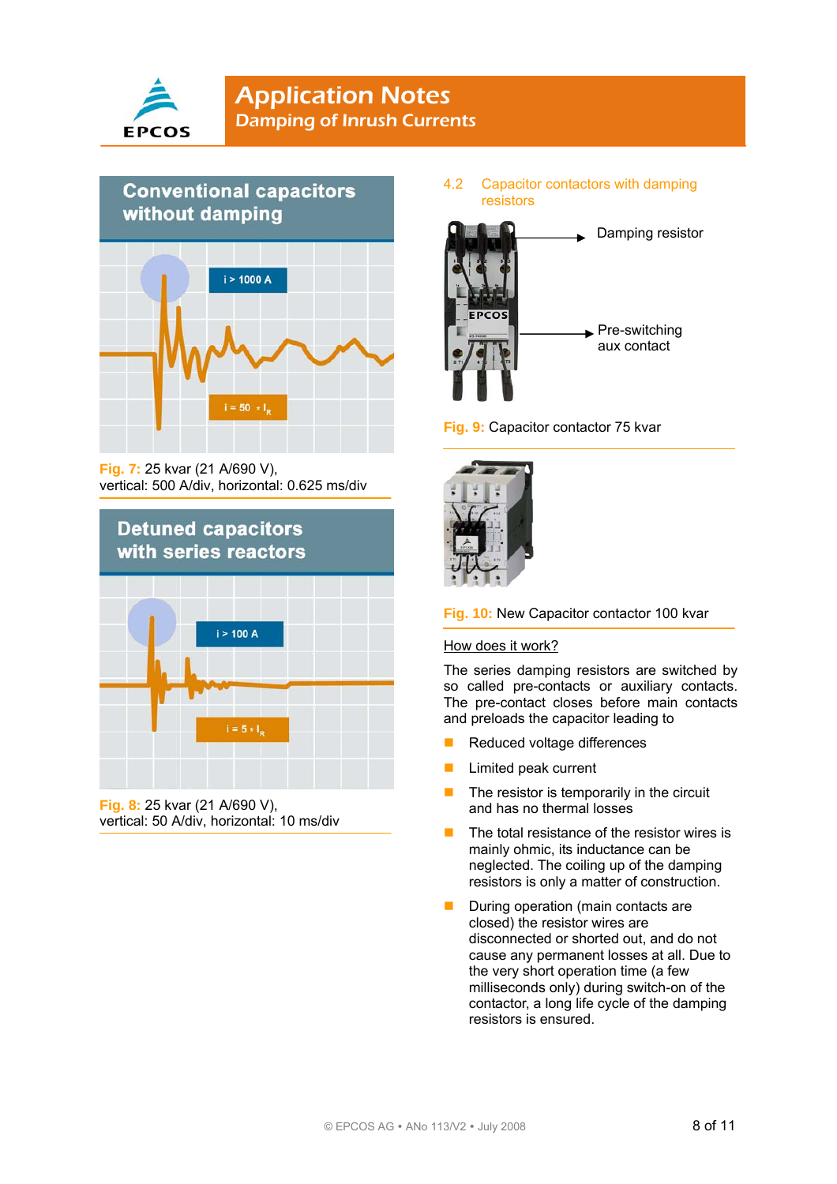**Conventional capacitors without damping**

i > 1000 A

i = 50 × $I_R$

Fig. 7: 25 kvar (21 A/690 V), vertical: 500 A/div, horizontal: 0.625 ms/div

**Detuned capacitors with series reactors**

i > 100 A

i = 5 × $I_R$

Fig. 8: 25 kvar (21 A/690 V), vertical: 50 A/div, horizontal: 10 ms/div

### 4.2 Capacitor contactors with damping resistors

Damping resistor

Pre-switching aux contact

Fig. 9: Capacitor contactor 75 kvar

Fig. 10: New Capacitor contactor 100 kvar

How does it work?

The series damping resistors are switched by so called pre-contacts or auxiliary contacts. The pre-contact closes before main contacts and preloads the capacitor leading to

- Reduced voltage differences
- Limited peak current
- The resistor is temporarily in the circuit and has no thermal losses
- The total resistance of the resistor wires is mainly ohmic, its inductance can be neglected. The coiling up of the damping resistors is only a matter of construction.
- During operation (main contacts are closed) the resistor wires are disconnected or shorted out, and do not cause any permanent losses at all. Due to the very short operation time (a few milliseconds only) during switch-on of the contactor, a long life cycle of the damping resistors is ensured.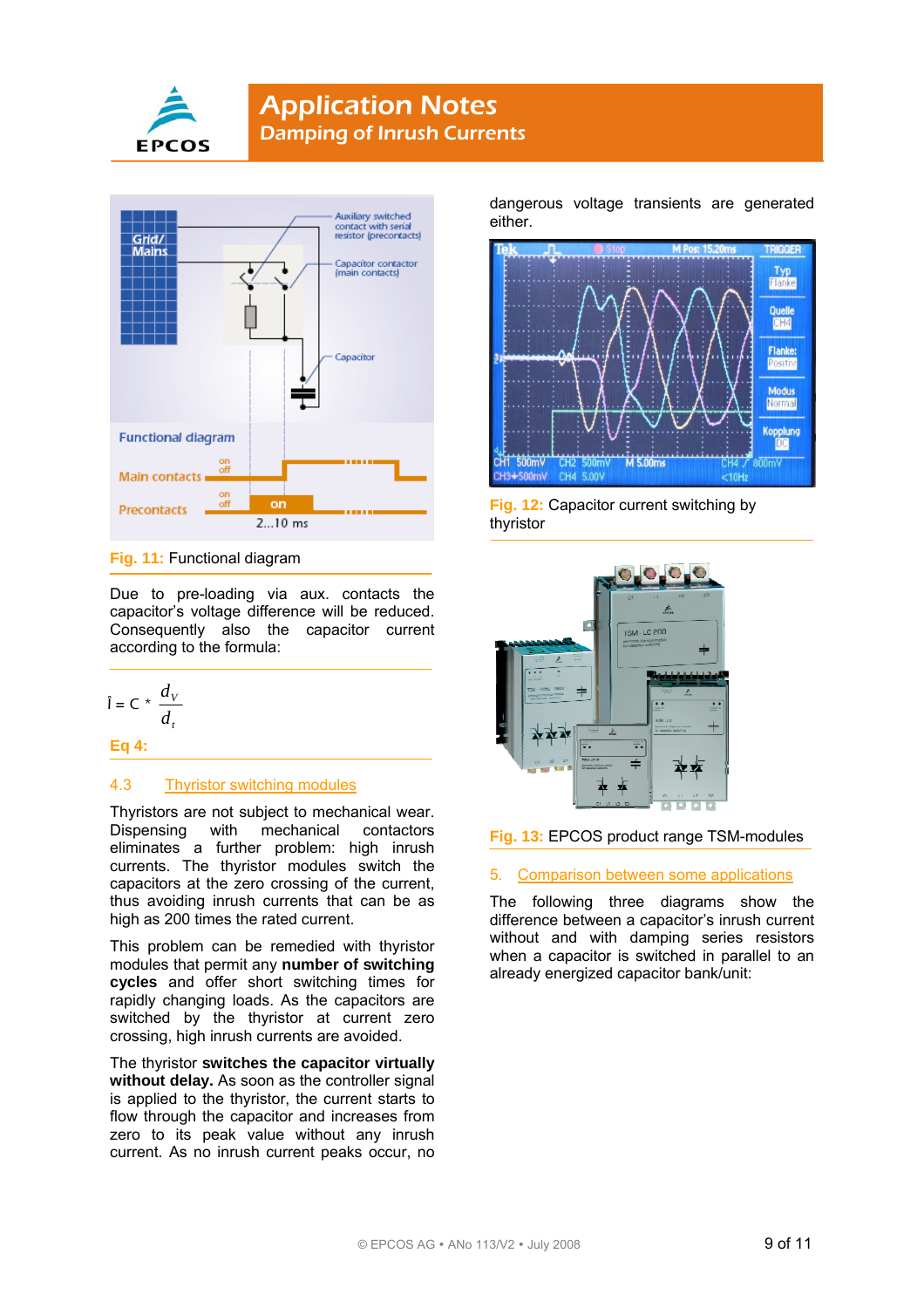Fig. 11: Functional diagram

Due to pre-loading via aux. contacts the capacitor's voltage difference will be reduced. Consequently also the capacitor current according to the formula:

$$\hat{I} = C * \frac{d_V}{d_t}$$

Eq 4:

## 4.3 Thyristor switching modules

Thyristors are not subject to mechanical wear. Dispensing with mechanical contactors eliminates a further problem: high inrush currents. The thyristor modules switch the capacitors at the zero crossing of the current, thus avoiding inrush currents that can be as high as 200 times the rated current.

This problem can be remedied with thyristor modules that permit any **number of switching cycles** and offer short switching times for rapidly changing loads. As the capacitors are switched by the thyristor at current zero crossing, high inrush currents are avoided.

The thyristor **switches the capacitor virtually without delay.** As soon as the controller signal is applied to the thyristor, the current starts to flow through the capacitor and increases from zero to its peak value without any inrush current. As no inrush current peaks occur, no dangerous voltage transients are generated either.

Fig. 12: Capacitor current switching by thyristor

Fig. 13: EPCOS product range TSM-modules

## 5. Comparison between some applications

The following three diagrams show the difference between a capacitor's inrush current without and with damping series resistors when a capacitor is switched in parallel to an already energized capacitor bank/unit: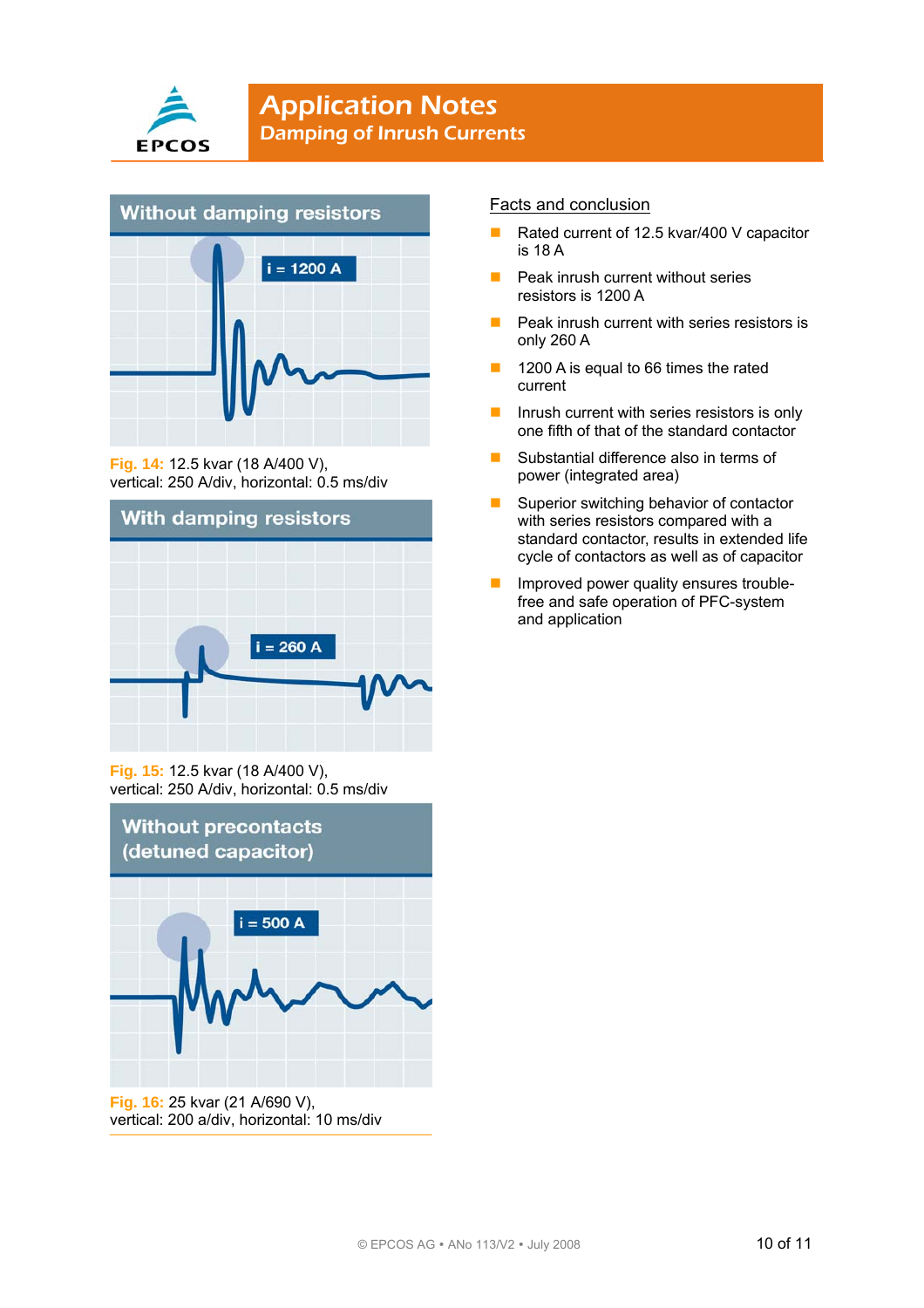## Without damping resistors

i = 1200 A

**Fig. 14:** 12.5 kvar (18 A/400 V),
vertical: 250 A/div, horizontal: 0.5 ms/div

## With damping resistors

i = 260 A

**Fig. 15:** 12.5 kvar (18 A/400 V),
vertical: 250 A/div, horizontal: 0.5 ms/div

## Without precontacts (detuned capacitor)

i = 500 A

**Fig. 16:** 25 kvar (21 A/690 V),
vertical: 200 a/div, horizontal: 10 ms/div

### Facts and conclusion

- Rated current of 12.5 kvar/400 V capacitor is 18 A
- Peak inrush current without series resistors is 1200 A
- Peak inrush current with series resistors is only 260 A
- 1200 A is equal to 66 times the rated current
- Inrush current with series resistors is only one fifth of that of the standard contactor
- Substantial difference also in terms of power (integrated area)
- Superior switching behavior of contactor with series resistors compared with a standard contactor, results in extended life cycle of contactors as well as of capacitor
- Improved power quality ensures trouble-free and safe operation of PFC-system and application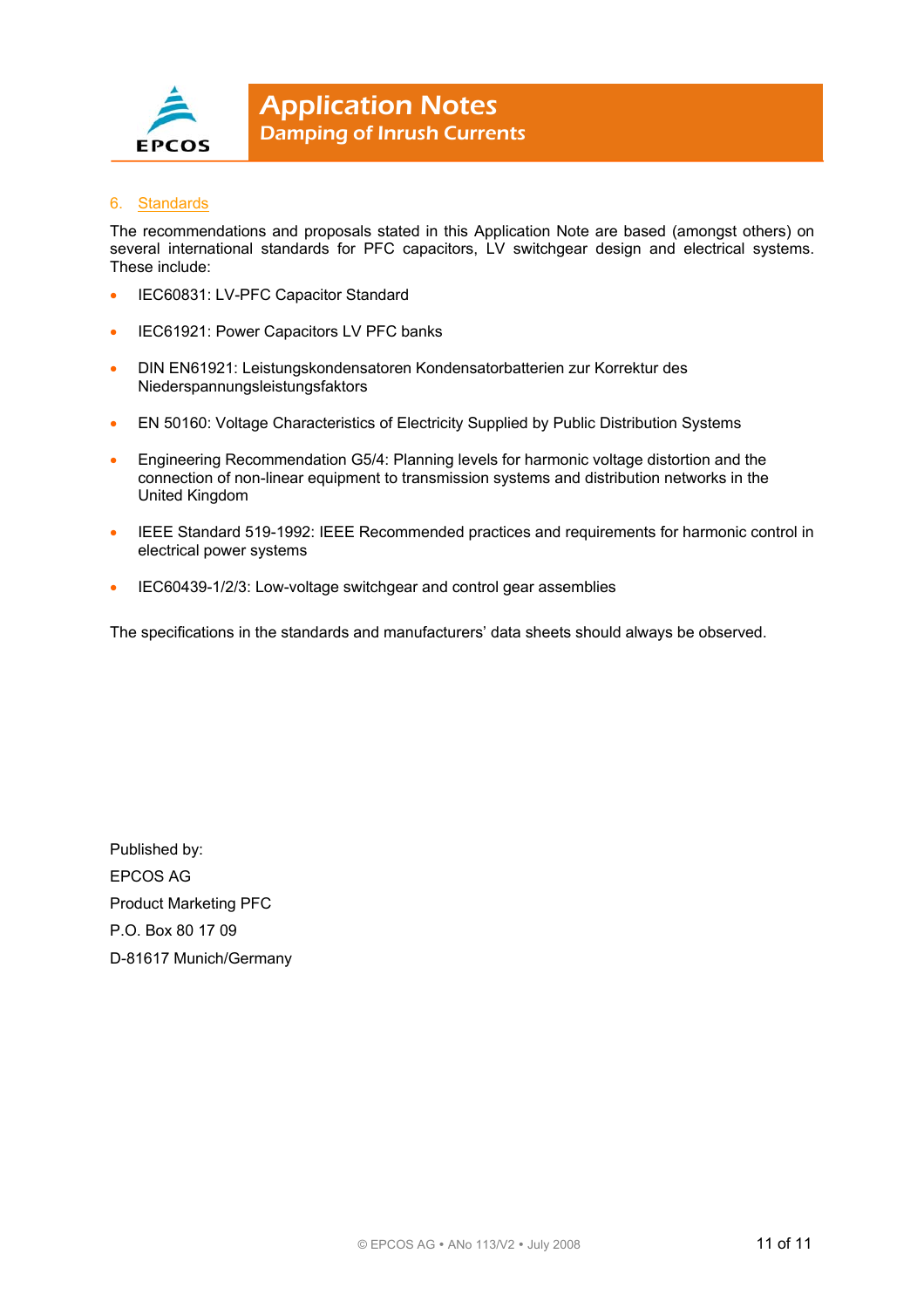## 6. Standards

The recommendations and proposals stated in this Application Note are based (amongst others) on several international standards for PFC capacitors, LV switchgear design and electrical systems. These include:

- IEC60831: LV-PFC Capacitor Standard
- IEC61921: Power Capacitors LV PFC banks
- DIN EN61921: Leistungskondensatoren Kondensatorbatterien zur Korrektur des Niederspannungsleistungsfaktors
- EN 50160: Voltage Characteristics of Electricity Supplied by Public Distribution Systems
- Engineering Recommendation G5/4: Planning levels for harmonic voltage distortion and the connection of non-linear equipment to transmission systems and distribution networks in the United Kingdom
- IEEE Standard 519-1992: IEEE Recommended practices and requirements for harmonic control in electrical power systems
- IEC60439-1/2/3: Low-voltage switchgear and control gear assemblies

The specifications in the standards and manufacturers' data sheets should always be observed.

Published by:

EPCOS AG

Product Marketing PFC

P.O. Box 80 17 09

D-81617 Munich/Germany